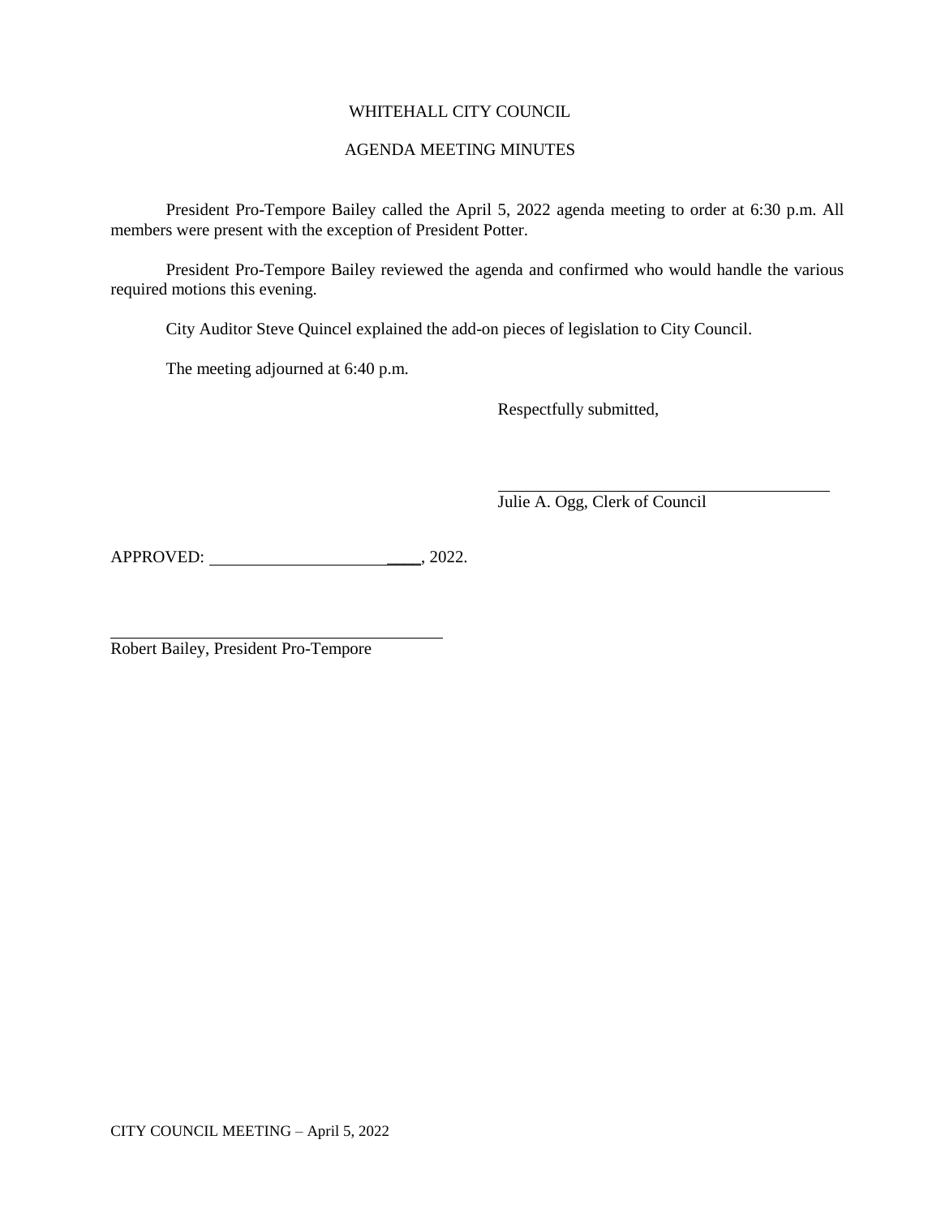WHITEHALL CITY COUNCIL

AGENDA MEETING MINUTES

President Pro-Tempore Bailey called the April 5, 2022 agenda meeting to order at 6:30 p.m. All members were present with the exception of President Potter.

President Pro-Tempore Bailey reviewed the agenda and confirmed who would handle the various required motions this evening.

City Auditor Steve Quincel explained the add-on pieces of legislation to City Council.

The meeting adjourned at 6:40 p.m.

Respectfully submitted,

______________________________
Julie A. Ogg, Clerk of Council

APPROVED: ______________________, 2022.

______________________________
Robert Bailey, President Pro-Tempore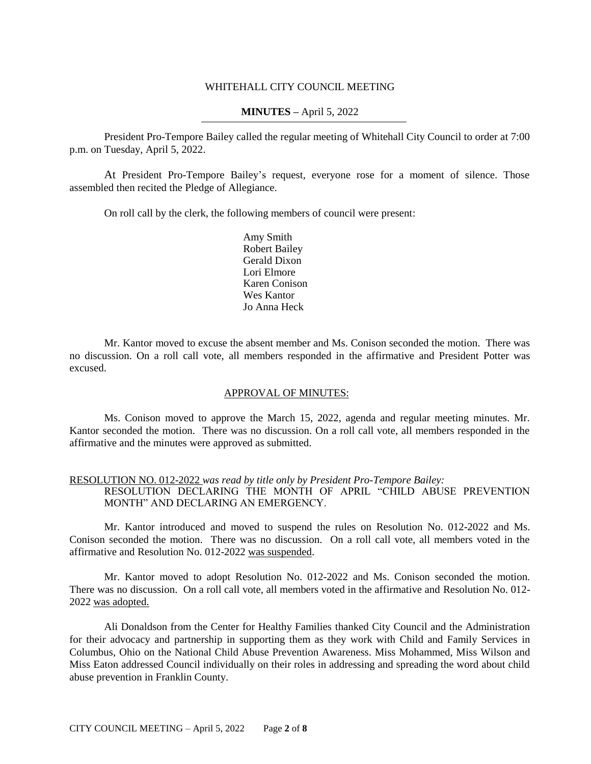WHITEHALL CITY COUNCIL MEETING

**MINUTES –** April 5, 2022

President Pro-Tempore Bailey called the regular meeting of Whitehall City Council to order at 7:00 p.m. on Tuesday, April 5, 2022.

At President Pro-Tempore Bailey's request, everyone rose for a moment of silence. Those assembled then recited the Pledge of Allegiance.

On roll call by the clerk, the following members of council were present:

Amy Smith
Robert Bailey
Gerald Dixon
Lori Elmore
Karen Conison
Wes Kantor
Jo Anna Heck

Mr. Kantor moved to excuse the absent member and Ms. Conison seconded the motion. There was no discussion. On a roll call vote, all members responded in the affirmative and President Potter was excused.

APPROVAL OF MINUTES:

Ms. Conison moved to approve the March 15, 2022, agenda and regular meeting minutes. Mr. Kantor seconded the motion. There was no discussion. On a roll call vote, all members responded in the affirmative and the minutes were approved as submitted.

RESOLUTION NO. 012-2022 *was read by title only by President Pro-Tempore Bailey:*
RESOLUTION DECLARING THE MONTH OF APRIL "CHILD ABUSE PREVENTION MONTH" AND DECLARING AN EMERGENCY.

Mr. Kantor introduced and moved to suspend the rules on Resolution No. 012-2022 and Ms. Conison seconded the motion. There was no discussion. On a roll call vote, all members voted in the affirmative and Resolution No. 012-2022 was suspended.

Mr. Kantor moved to adopt Resolution No. 012-2022 and Ms. Conison seconded the motion. There was no discussion. On a roll call vote, all members voted in the affirmative and Resolution No. 012-2022 was adopted.

Ali Donaldson from the Center for Healthy Families thanked City Council and the Administration for their advocacy and partnership in supporting them as they work with Child and Family Services in Columbus, Ohio on the National Child Abuse Prevention Awareness. Miss Mohammed, Miss Wilson and Miss Eaton addressed Council individually on their roles in addressing and spreading the word about child abuse prevention in Franklin County.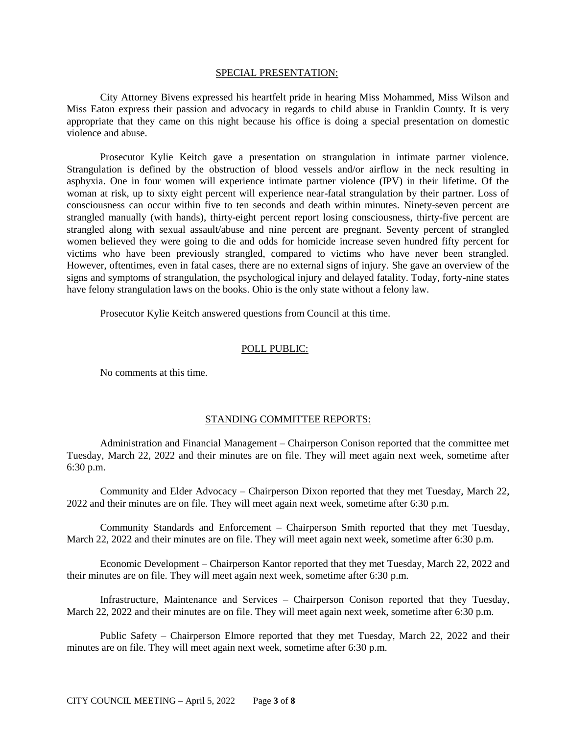## SPECIAL PRESENTATION:

City Attorney Bivens expressed his heartfelt pride in hearing Miss Mohammed, Miss Wilson and Miss Eaton express their passion and advocacy in regards to child abuse in Franklin County. It is very appropriate that they came on this night because his office is doing a special presentation on domestic violence and abuse.

Prosecutor Kylie Keitch gave a presentation on strangulation in intimate partner violence. Strangulation is defined by the obstruction of blood vessels and/or airflow in the neck resulting in asphyxia. One in four women will experience intimate partner violence (IPV) in their lifetime. Of the woman at risk, up to sixty eight percent will experience near-fatal strangulation by their partner. Loss of consciousness can occur within five to ten seconds and death within minutes. Ninety-seven percent are strangled manually (with hands), thirty-eight percent report losing consciousness, thirty-five percent are strangled along with sexual assault/abuse and nine percent are pregnant. Seventy percent of strangled women believed they were going to die and odds for homicide increase seven hundred fifty percent for victims who have been previously strangled, compared to victims who have never been strangled. However, oftentimes, even in fatal cases, there are no external signs of injury. She gave an overview of the signs and symptoms of strangulation, the psychological injury and delayed fatality. Today, forty-nine states have felony strangulation laws on the books. Ohio is the only state without a felony law.

Prosecutor Kylie Keitch answered questions from Council at this time.

## POLL PUBLIC:

No comments at this time.

## STANDING COMMITTEE REPORTS:

Administration and Financial Management – Chairperson Conison reported that the committee met Tuesday, March 22, 2022 and their minutes are on file. They will meet again next week, sometime after 6:30 p.m.

Community and Elder Advocacy – Chairperson Dixon reported that they met Tuesday, March 22, 2022 and their minutes are on file. They will meet again next week, sometime after 6:30 p.m.

Community Standards and Enforcement – Chairperson Smith reported that they met Tuesday, March 22, 2022 and their minutes are on file. They will meet again next week, sometime after 6:30 p.m.

Economic Development – Chairperson Kantor reported that they met Tuesday, March 22, 2022 and their minutes are on file. They will meet again next week, sometime after 6:30 p.m.

Infrastructure, Maintenance and Services – Chairperson Conison reported that they Tuesday, March 22, 2022 and their minutes are on file. They will meet again next week, sometime after 6:30 p.m.

Public Safety – Chairperson Elmore reported that they met Tuesday, March 22, 2022 and their minutes are on file. They will meet again next week, sometime after 6:30 p.m.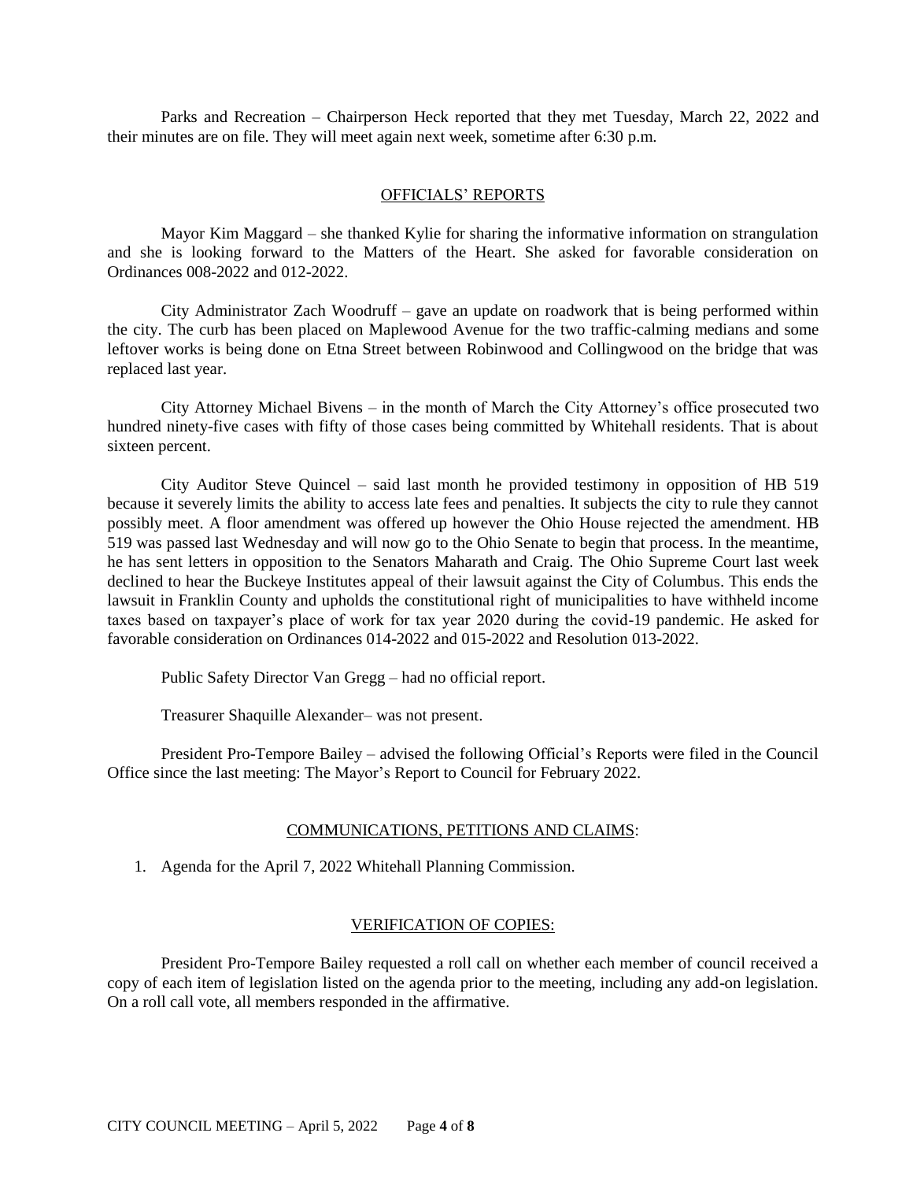Parks and Recreation – Chairperson Heck reported that they met Tuesday, March 22, 2022 and their minutes are on file. They will meet again next week, sometime after 6:30 p.m.

## OFFICIALS' REPORTS

Mayor Kim Maggard – she thanked Kylie for sharing the informative information on strangulation and she is looking forward to the Matters of the Heart. She asked for favorable consideration on Ordinances 008-2022 and 012-2022.

City Administrator Zach Woodruff – gave an update on roadwork that is being performed within the city. The curb has been placed on Maplewood Avenue for the two traffic-calming medians and some leftover works is being done on Etna Street between Robinwood and Collingwood on the bridge that was replaced last year.

City Attorney Michael Bivens – in the month of March the City Attorney's office prosecuted two hundred ninety-five cases with fifty of those cases being committed by Whitehall residents. That is about sixteen percent.

City Auditor Steve Quincel – said last month he provided testimony in opposition of HB 519 because it severely limits the ability to access late fees and penalties. It subjects the city to rule they cannot possibly meet. A floor amendment was offered up however the Ohio House rejected the amendment. HB 519 was passed last Wednesday and will now go to the Ohio Senate to begin that process. In the meantime, he has sent letters in opposition to the Senators Maharath and Craig. The Ohio Supreme Court last week declined to hear the Buckeye Institutes appeal of their lawsuit against the City of Columbus. This ends the lawsuit in Franklin County and upholds the constitutional right of municipalities to have withheld income taxes based on taxpayer's place of work for tax year 2020 during the covid-19 pandemic. He asked for favorable consideration on Ordinances 014-2022 and 015-2022 and Resolution 013-2022.

Public Safety Director Van Gregg – had no official report.

Treasurer Shaquille Alexander– was not present.

President Pro-Tempore Bailey – advised the following Official's Reports were filed in the Council Office since the last meeting: The Mayor's Report to Council for February 2022.

## COMMUNICATIONS, PETITIONS AND CLAIMS:

1. Agenda for the April 7, 2022 Whitehall Planning Commission.

## VERIFICATION OF COPIES:

President Pro-Tempore Bailey requested a roll call on whether each member of council received a copy of each item of legislation listed on the agenda prior to the meeting, including any add-on legislation. On a roll call vote, all members responded in the affirmative.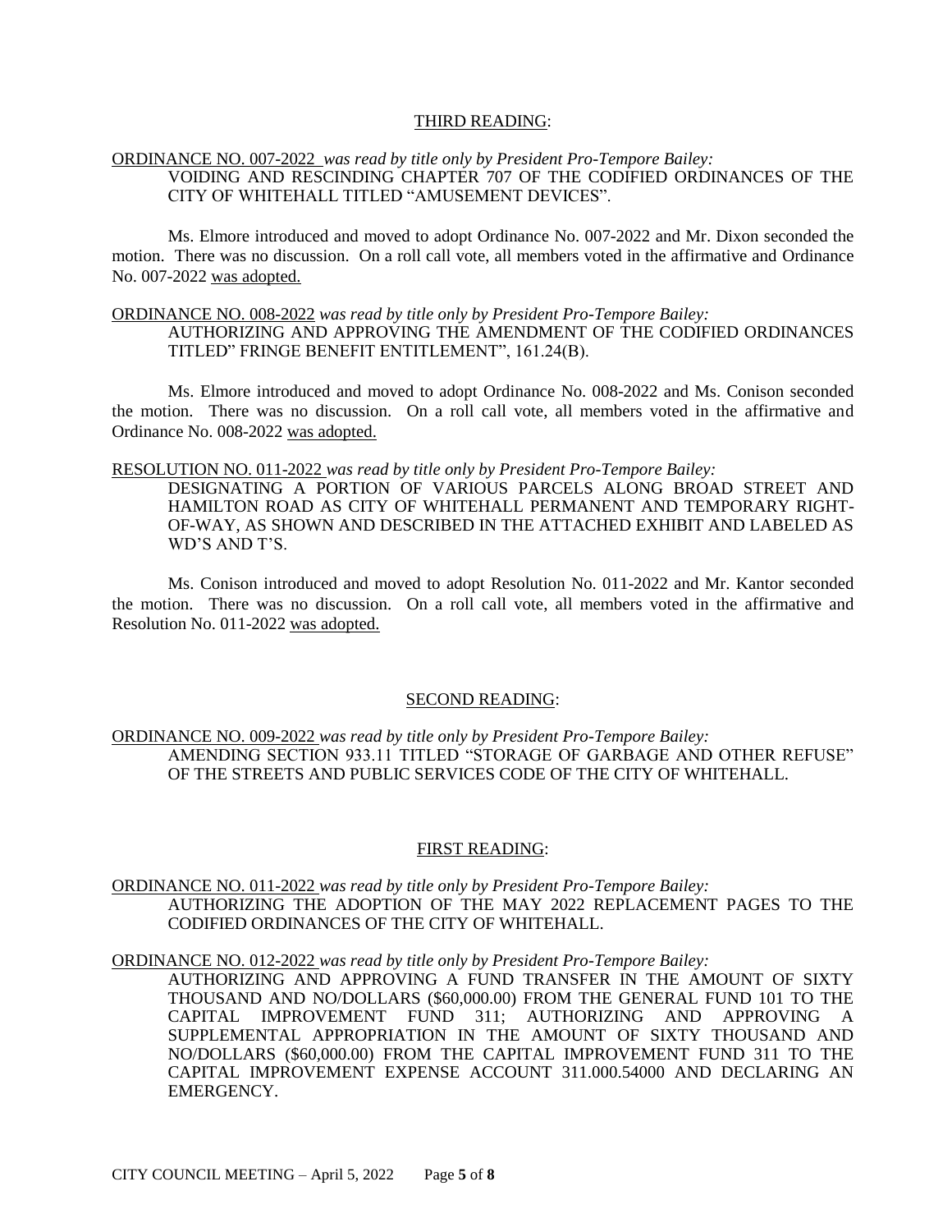## THIRD READING:

ORDINANCE NO. 007-2022 *was read by title only by President Pro-Tempore Bailey:*

VOIDING AND RESCINDING CHAPTER 707 OF THE CODIFIED ORDINANCES OF THE CITY OF WHITEHALL TITLED "AMUSEMENT DEVICES".

Ms. Elmore introduced and moved to adopt Ordinance No. 007-2022 and Mr. Dixon seconded the motion. There was no discussion. On a roll call vote, all members voted in the affirmative and Ordinance No. 007-2022 was adopted.

ORDINANCE NO. 008-2022 *was read by title only by President Pro-Tempore Bailey:*

AUTHORIZING AND APPROVING THE AMENDMENT OF THE CODIFIED ORDINANCES TITLED" FRINGE BENEFIT ENTITLEMENT", 161.24(B).

Ms. Elmore introduced and moved to adopt Ordinance No. 008-2022 and Ms. Conison seconded the motion. There was no discussion. On a roll call vote, all members voted in the affirmative and Ordinance No. 008-2022 was adopted.

RESOLUTION NO. 011-2022 *was read by title only by President Pro-Tempore Bailey:*

DESIGNATING A PORTION OF VARIOUS PARCELS ALONG BROAD STREET AND HAMILTON ROAD AS CITY OF WHITEHALL PERMANENT AND TEMPORARY RIGHT-OF-WAY, AS SHOWN AND DESCRIBED IN THE ATTACHED EXHIBIT AND LABELED AS WD'S AND T'S.

Ms. Conison introduced and moved to adopt Resolution No. 011-2022 and Mr. Kantor seconded the motion. There was no discussion. On a roll call vote, all members voted in the affirmative and Resolution No. 011-2022 was adopted.

## SECOND READING:

ORDINANCE NO. 009-2022 *was read by title only by President Pro-Tempore Bailey:*

AMENDING SECTION 933.11 TITLED "STORAGE OF GARBAGE AND OTHER REFUSE" OF THE STREETS AND PUBLIC SERVICES CODE OF THE CITY OF WHITEHALL.

## FIRST READING:

ORDINANCE NO. 011-2022 *was read by title only by President Pro-Tempore Bailey:*

AUTHORIZING THE ADOPTION OF THE MAY 2022 REPLACEMENT PAGES TO THE CODIFIED ORDINANCES OF THE CITY OF WHITEHALL.

ORDINANCE NO. 012-2022 *was read by title only by President Pro-Tempore Bailey:*

AUTHORIZING AND APPROVING A FUND TRANSFER IN THE AMOUNT OF SIXTY THOUSAND AND NO/DOLLARS ($60,000.00) FROM THE GENERAL FUND 101 TO THE CAPITAL IMPROVEMENT FUND 311; AUTHORIZING AND APPROVING A SUPPLEMENTAL APPROPRIATION IN THE AMOUNT OF SIXTY THOUSAND AND NO/DOLLARS ($60,000.00) FROM THE CAPITAL IMPROVEMENT FUND 311 TO THE CAPITAL IMPROVEMENT EXPENSE ACCOUNT 311.000.54000 AND DECLARING AN EMERGENCY.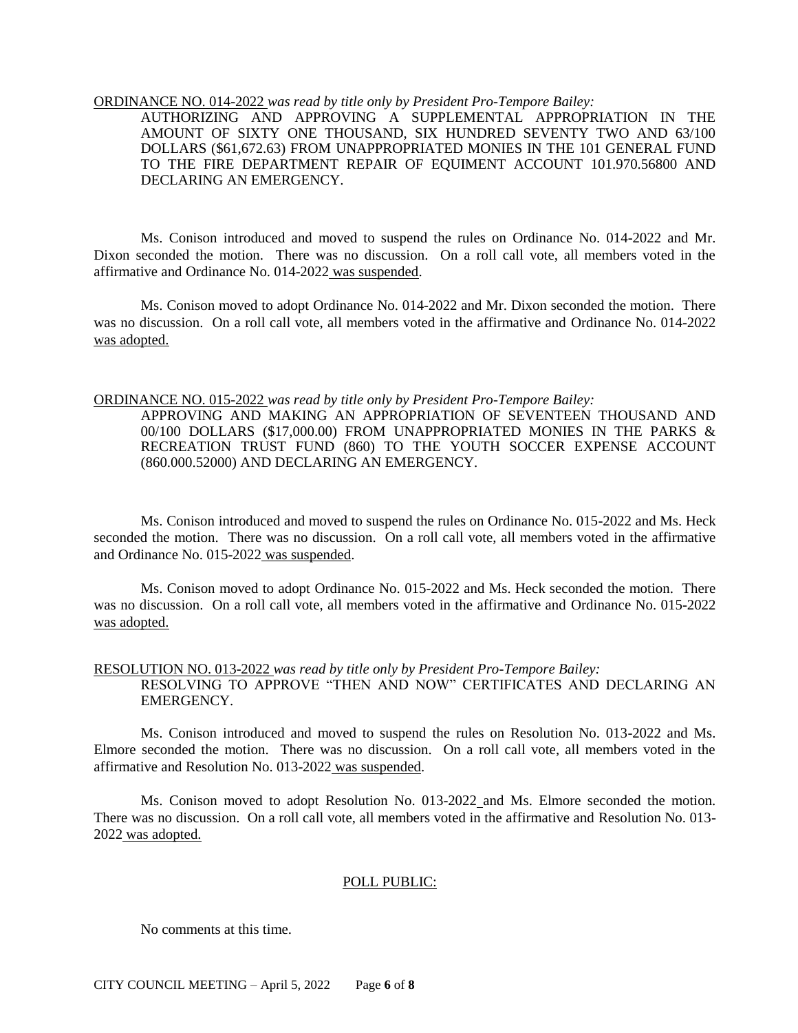ORDINANCE NO. 014-2022 *was read by title only by President Pro-Tempore Bailey:*

> AUTHORIZING AND APPROVING A SUPPLEMENTAL APPROPRIATION IN THE AMOUNT OF SIXTY ONE THOUSAND, SIX HUNDRED SEVENTY TWO AND 63/100 DOLLARS ($61,672.63) FROM UNAPPROPRIATED MONIES IN THE 101 GENERAL FUND TO THE FIRE DEPARTMENT REPAIR OF EQUIMENT ACCOUNT 101.970.56800 AND DECLARING AN EMERGENCY.

Ms. Conison introduced and moved to suspend the rules on Ordinance No. 014-2022 and Mr. Dixon seconded the motion. There was no discussion. On a roll call vote, all members voted in the affirmative and Ordinance No. 014-2022 was suspended.

Ms. Conison moved to adopt Ordinance No. 014-2022 and Mr. Dixon seconded the motion. There was no discussion. On a roll call vote, all members voted in the affirmative and Ordinance No. 014-2022 was adopted.

ORDINANCE NO. 015-2022 *was read by title only by President Pro-Tempore Bailey:*

> APPROVING AND MAKING AN APPROPRIATION OF SEVENTEEN THOUSAND AND 00/100 DOLLARS ($17,000.00) FROM UNAPPROPRIATED MONIES IN THE PARKS & RECREATION TRUST FUND (860) TO THE YOUTH SOCCER EXPENSE ACCOUNT (860.000.52000) AND DECLARING AN EMERGENCY.

Ms. Conison introduced and moved to suspend the rules on Ordinance No. 015-2022 and Ms. Heck seconded the motion. There was no discussion. On a roll call vote, all members voted in the affirmative and Ordinance No. 015-2022 was suspended.

Ms. Conison moved to adopt Ordinance No. 015-2022 and Ms. Heck seconded the motion. There was no discussion. On a roll call vote, all members voted in the affirmative and Ordinance No. 015-2022 was adopted.

RESOLUTION NO. 013-2022 *was read by title only by President Pro-Tempore Bailey:*

> RESOLVING TO APPROVE "THEN AND NOW" CERTIFICATES AND DECLARING AN EMERGENCY.

Ms. Conison introduced and moved to suspend the rules on Resolution No. 013-2022 and Ms. Elmore seconded the motion. There was no discussion. On a roll call vote, all members voted in the affirmative and Resolution No. 013-2022 was suspended.

Ms. Conison moved to adopt Resolution No. 013-2022 and Ms. Elmore seconded the motion. There was no discussion. On a roll call vote, all members voted in the affirmative and Resolution No. 013-2022 was adopted.

## POLL PUBLIC:

No comments at this time.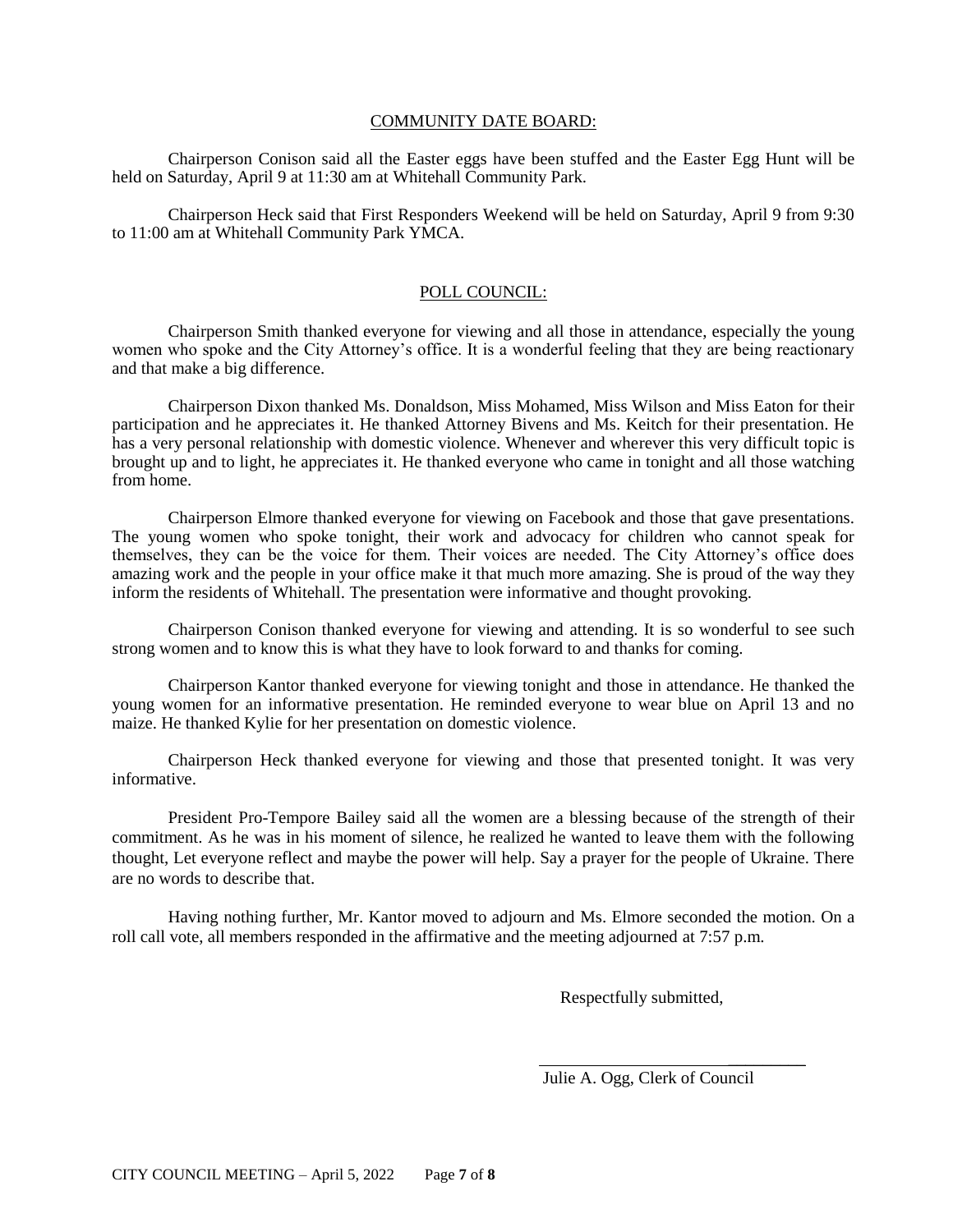## COMMUNITY DATE BOARD:

Chairperson Conison said all the Easter eggs have been stuffed and the Easter Egg Hunt will be held on Saturday, April 9 at 11:30 am at Whitehall Community Park.

Chairperson Heck said that First Responders Weekend will be held on Saturday, April 9 from 9:30 to 11:00 am at Whitehall Community Park YMCA.

## POLL COUNCIL:

Chairperson Smith thanked everyone for viewing and all those in attendance, especially the young women who spoke and the City Attorney's office. It is a wonderful feeling that they are being reactionary and that make a big difference.

Chairperson Dixon thanked Ms. Donaldson, Miss Mohamed, Miss Wilson and Miss Eaton for their participation and he appreciates it. He thanked Attorney Bivens and Ms. Keitch for their presentation. He has a very personal relationship with domestic violence. Whenever and wherever this very difficult topic is brought up and to light, he appreciates it. He thanked everyone who came in tonight and all those watching from home.

Chairperson Elmore thanked everyone for viewing on Facebook and those that gave presentations. The young women who spoke tonight, their work and advocacy for children who cannot speak for themselves, they can be the voice for them. Their voices are needed. The City Attorney's office does amazing work and the people in your office make it that much more amazing. She is proud of the way they inform the residents of Whitehall. The presentation were informative and thought provoking.

Chairperson Conison thanked everyone for viewing and attending. It is so wonderful to see such strong women and to know this is what they have to look forward to and thanks for coming.

Chairperson Kantor thanked everyone for viewing tonight and those in attendance. He thanked the young women for an informative presentation. He reminded everyone to wear blue on April 13 and no maize. He thanked Kylie for her presentation on domestic violence.

Chairperson Heck thanked everyone for viewing and those that presented tonight. It was very informative.

President Pro-Tempore Bailey said all the women are a blessing because of the strength of their commitment. As he was in his moment of silence, he realized he wanted to leave them with the following thought, Let everyone reflect and maybe the power will help. Say a prayer for the people of Ukraine. There are no words to describe that.

Having nothing further, Mr. Kantor moved to adjourn and Ms. Elmore seconded the motion. On a roll call vote, all members responded in the affirmative and the meeting adjourned at 7:57 p.m.

Respectfully submitted,

Julie A. Ogg, Clerk of Council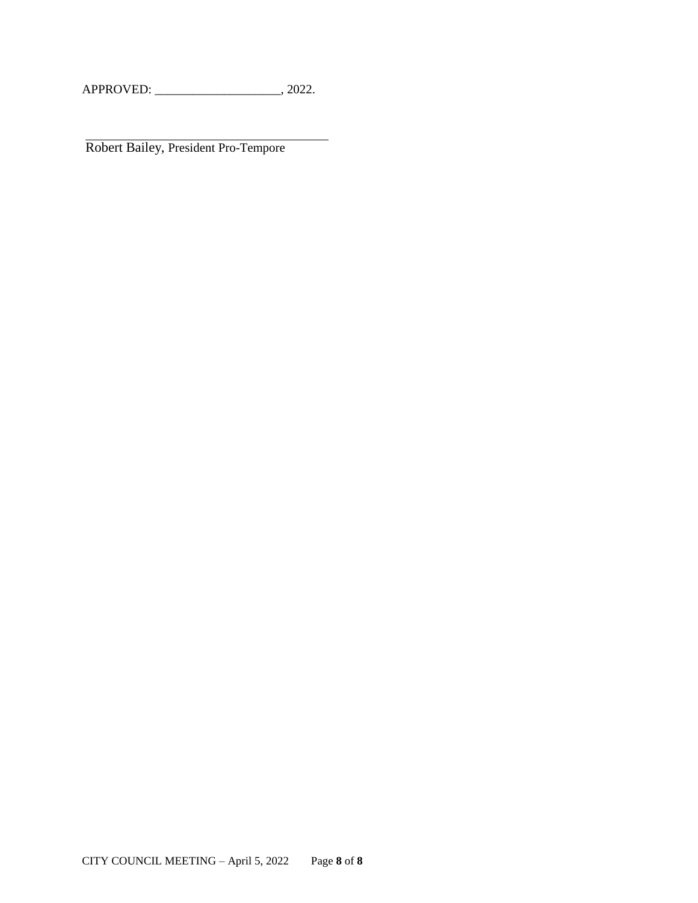APPROVED: ____________________, 2022.

\_\_\_\_\_\_\_\_\_\_\_\_\_\_\_\_\_\_\_\_\_\_\_\_\_\_\_\_\_\_\_\_\_\_\_\_\_\_\_\_

Robert Bailey, President Pro-Tempore